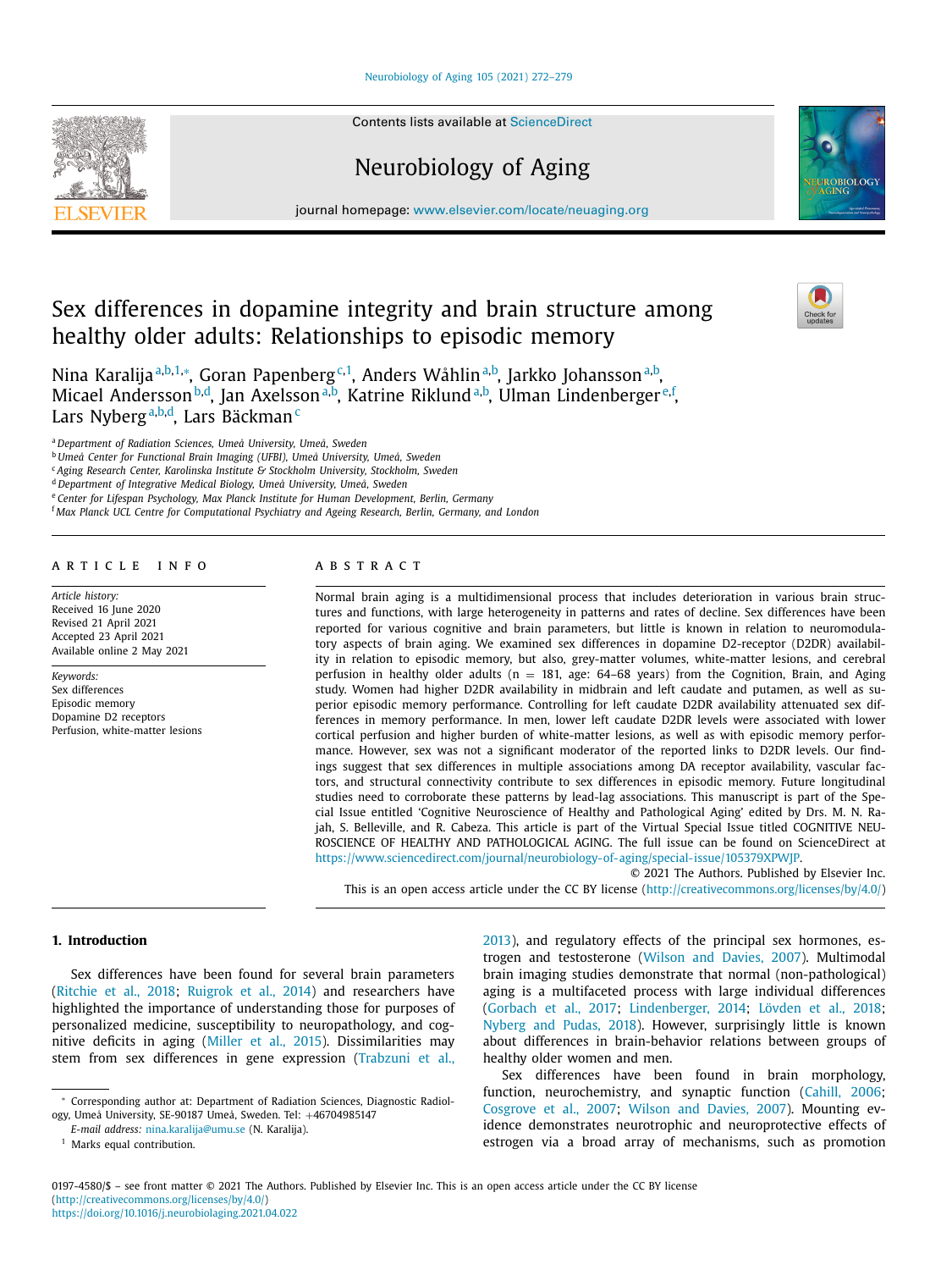# Sex differences in dopamine integrity and brain structure among healthy older adults: Relationships to episodic memory

Nina Karalija[a,b,1,*], Goran Papenberg[c,1], Anders Wåhlin[a,b], Jarkko Johansson[a,b], Micael Andersson[b,d], Jan Axelsson[a,b], Katrine Riklund[a,b], Ulman Lindenberger[e,f], Lars Nyberg[a,b,d], Lars Bäckman[c]

[a] Department of Radiation Sciences, Umeå University, Umeå, Sweden
[b] Umeå Center for Functional Brain Imaging (UFBI), Umeå University, Umeå, Sweden
[c] Aging Research Center, Karolinska Institute & Stockholm University, Stockholm, Sweden
[d] Department of Integrative Medical Biology, Umeå University, Umeå, Sweden
[e] Center for Lifespan Psychology, Max Planck Institute for Human Development, Berlin, Germany
[f] Max Planck UCL Centre for Computational Psychiatry and Ageing Research, Berlin, Germany, and London

## ARTICLE INFO

*Article history:*
Received 16 June 2020
Revised 21 April 2021
Accepted 23 April 2021
Available online 2 May 2021

*Keywords:*
Sex differences
Episodic memory
Dopamine D2 receptors
Perfusion, white-matter lesions

## ABSTRACT

Normal brain aging is a multidimensional process that includes deterioration in various brain structures and functions, with large heterogeneity in patterns and rates of decline. Sex differences have been reported for various cognitive and brain parameters, but little is known in relation to neuromodulatory aspects of brain aging. We examined sex differences in dopamine D2-receptor (D2DR) availability in relation to episodic memory, but also, grey-matter volumes, white-matter lesions, and cerebral perfusion in healthy older adults (n = 181, age: 64–68 years) from the Cognition, Brain, and Aging study. Women had higher D2DR availability in midbrain and left caudate and putamen, as well as superior episodic memory performance. Controlling for left caudate D2DR availability attenuated sex differences in memory performance. In men, lower left caudate D2DR levels were associated with lower cortical perfusion and higher burden of white-matter lesions, as well as with episodic memory performance. However, sex was not a significant moderator of the reported links to D2DR levels. Our findings suggest that sex differences in multiple associations among DA receptor availability, vascular factors, and structural connectivity contribute to sex differences in episodic memory. Future longitudinal studies need to corroborate these patterns by lead-lag associations. This manuscript is part of the Special Issue entitled 'Cognitive Neuroscience of Healthy and Pathological Aging' edited by Drs. M. N. Rajah, S. Belleville, and R. Cabeza. This article is part of the Virtual Special Issue titled COGNITIVE NEUROSCIENCE OF HEALTHY AND PATHOLOGICAL AGING. The full issue can be found on ScienceDirect at https://www.sciencedirect.com/journal/neurobiology-of-aging/special-issue/105379XPWJP.

© 2021 The Authors. Published by Elsevier Inc.
This is an open access article under the CC BY license (http://creativecommons.org/licenses/by/4.0/)

## 1. Introduction

Sex differences have been found for several brain parameters (Ritchie et al., 2018; Ruigrok et al., 2014) and researchers have highlighted the importance of understanding those for purposes of personalized medicine, susceptibility to neuropathology, and cognitive deficits in aging (Miller et al., 2015). Dissimilarities may stem from sex differences in gene expression (Trabzuni et al., 2013), and regulatory effects of the principal sex hormones, estrogen and testosterone (Wilson and Davies, 2007). Multimodal brain imaging studies demonstrate that normal (non-pathological) aging is a multifaceted process with large individual differences (Gorbach et al., 2017; Lindenberger, 2014; Lövden et al., 2018; Nyberg and Pudas, 2018). However, surprisingly little is known about differences in brain-behavior relations between groups of healthy older women and men.

Sex differences have been found in brain morphology, function, neurochemistry, and synaptic function (Cahill, 2006; Cosgrove et al., 2007; Wilson and Davies, 2007). Mounting evidence demonstrates neurotrophic and neuroprotective effects of estrogen via a broad array of mechanisms, such as promotion

* Corresponding author at: Department of Radiation Sciences, Diagnostic Radiology, Umeå University, SE-90187 Umeå, Sweden. Tel: +46704985147
*E-mail address:* nina.karalija@umu.se (N. Karalija).
[1] Marks equal contribution.

0197-4580/$ – see front matter © 2021 The Authors. Published by Elsevier Inc. This is an open access article under the CC BY license (http://creativecommons.org/licenses/by/4.0/)
https://doi.org/10.1016/j.neurobiolaging.2021.04.022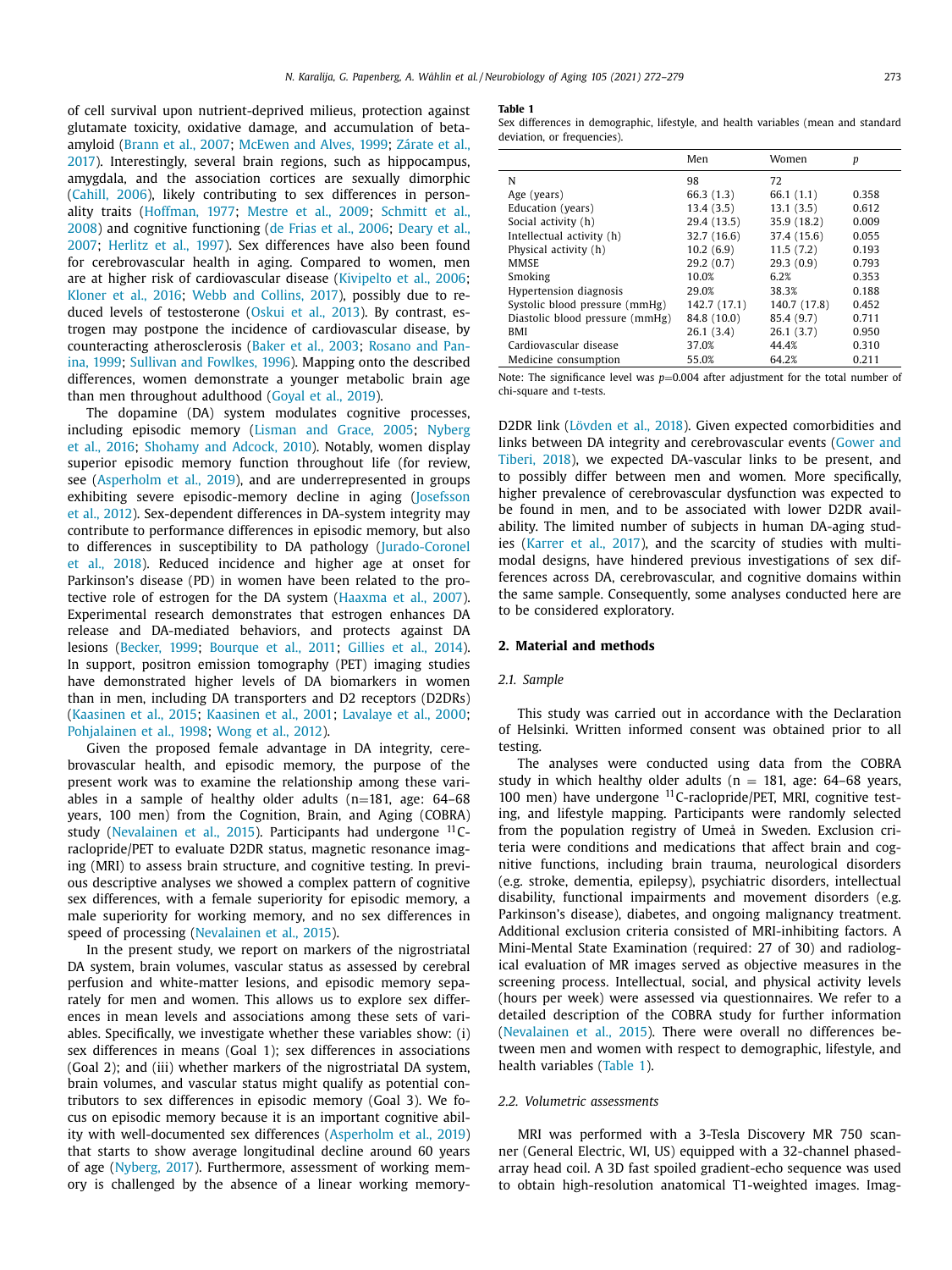of cell survival upon nutrient-deprived milieus, protection against glutamate toxicity, oxidative damage, and accumulation of beta-amyloid (Brann et al., 2007; McEwen and Alves, 1999; Zárate et al., 2017). Interestingly, several brain regions, such as hippocampus, amygdala, and the association cortices are sexually dimorphic (Cahill, 2006), likely contributing to sex differences in personality traits (Hoffman, 1977; Mestre et al., 2009; Schmitt et al., 2008) and cognitive functioning (de Frias et al., 2006; Deary et al., 2007; Herlitz et al., 1997). Sex differences have also been found for cerebrovascular health in aging. Compared to women, men are at higher risk of cardiovascular disease (Kivipelto et al., 2006; Kloner et al., 2016; Webb and Collins, 2017), possibly due to reduced levels of testosterone (Oskui et al., 2013). By contrast, estrogen may postpone the incidence of cardiovascular disease, by counteracting atherosclerosis (Baker et al., 2003; Rosano and Panina, 1999; Sullivan and Fowlkes, 1996). Mapping onto the described differences, women demonstrate a younger metabolic brain age than men throughout adulthood (Goyal et al., 2019).

The dopamine (DA) system modulates cognitive processes, including episodic memory (Lisman and Grace, 2005; Nyberg et al., 2016; Shohamy and Adcock, 2010). Notably, women display superior episodic memory function throughout life (for review, see (Asperholm et al., 2019), and are underrepresented in groups exhibiting severe episodic-memory decline in aging (Josefsson et al., 2012). Sex-dependent differences in DA-system integrity may contribute to performance differences in episodic memory, but also to differences in susceptibility to DA pathology (Jurado-Coronel et al., 2018). Reduced incidence and higher age at onset for Parkinson's disease (PD) in women have been related to the protective role of estrogen for the DA system (Haaxma et al., 2007). Experimental research demonstrates that estrogen enhances DA release and DA-mediated behaviors, and protects against DA lesions (Becker, 1999; Bourque et al., 2011; Gillies et al., 2014). In support, positron emission tomography (PET) imaging studies have demonstrated higher levels of DA biomarkers in women than in men, including DA transporters and D2 receptors (D2DRs) (Kaasinen et al., 2015; Kaasinen et al., 2001; Lavalaye et al., 2000; Pohjalainen et al., 1998; Wong et al., 2012).

Given the proposed female advantage in DA integrity, cerebrovascular health, and episodic memory, the purpose of the present work was to examine the relationship among these variables in a sample of healthy older adults (n=181, age: 64–68 years, 100 men) from the Cognition, Brain, and Aging (COBRA) study (Nevalainen et al., 2015). Participants had undergone $^{11}$C-raclopride/PET to evaluate D2DR status, magnetic resonance imaging (MRI) to assess brain structure, and cognitive testing. In previous descriptive analyses we showed a complex pattern of cognitive sex differences, with a female superiority for episodic memory, a male superiority for working memory, and no sex differences in speed of processing (Nevalainen et al., 2015).

In the present study, we report on markers of the nigrostriatal DA system, brain volumes, vascular status as assessed by cerebral perfusion and white-matter lesions, and episodic memory separately for men and women. This allows us to explore sex differences in mean levels and associations among these sets of variables. Specifically, we investigate whether these variables show: (i) sex differences in means (Goal 1); sex differences in associations (Goal 2); and (iii) whether markers of the nigrostriatal DA system, brain volumes, and vascular status might qualify as potential contributors to sex differences in episodic memory (Goal 3). We focus on episodic memory because it is an important cognitive ability with well-documented sex differences (Asperholm et al., 2019) that starts to show average longitudinal decline around 60 years of age (Nyberg, 2017). Furthermore, assessment of working memory is challenged by the absence of a linear working memory-D2DR link (Lövden et al., 2018). Given expected comorbidities and links between DA integrity and cerebrovascular events (Gower and Tiberi, 2018), we expected DA-vascular links to be present, and to possibly differ between men and women. More specifically, higher prevalence of cerebrovascular dysfunction was expected to be found in men, and to be associated with lower D2DR availability. The limited number of subjects in human DA-aging studies (Karrer et al., 2017), and the scarcity of studies with multimodal designs, have hindered previous investigations of sex differences across DA, cerebrovascular, and cognitive domains within the same sample. Consequently, some analyses conducted here are to be considered exploratory.

**Table 1**
Sex differences in demographic, lifestyle, and health variables (mean and standard deviation, or frequencies).

| | Men | Women | p |
|---|---|---|---|
| N | 98 | 72 | |
| Age (years) | 66.3 (1.3) | 66.1 (1.1) | 0.358 |
| Education (years) | 13.4 (3.5) | 13.1 (3.5) | 0.612 |
| Social activity (h) | 29.4 (13.5) | 35.9 (18.2) | 0.009 |
| Intellectual activity (h) | 32.7 (16.6) | 37.4 (15.6) | 0.055 |
| Physical activity (h) | 10.2 (6.9) | 11.5 (7.2) | 0.193 |
| MMSE | 29.2 (0.7) | 29.3 (0.9) | 0.793 |
| Smoking | 10.0% | 6.2% | 0.353 |
| Hypertension diagnosis | 29.0% | 38.3% | 0.188 |
| Systolic blood pressure (mmHg) | 142.7 (17.1) | 140.7 (17.8) | 0.452 |
| Diastolic blood pressure (mmHg) | 84.8 (10.0) | 85.4 (9.7) | 0.711 |
| BMI | 26.1 (3.4) | 26.1 (3.7) | 0.950 |
| Cardiovascular disease | 37.0% | 44.4% | 0.310 |
| Medicine consumption | 55.0% | 64.2% | 0.211 |

Note: The significance level was $p$=0.004 after adjustment for the total number of chi-square and t-tests.

## 2. Material and methods

### 2.1. Sample

This study was carried out in accordance with the Declaration of Helsinki. Written informed consent was obtained prior to all testing.

The analyses were conducted using data from the COBRA study in which healthy older adults (n = 181, age: 64–68 years, 100 men) have undergone $^{11}$C-raclopride/PET, MRI, cognitive testing, and lifestyle mapping. Participants were randomly selected from the population registry of Umeå in Sweden. Exclusion criteria were conditions and medications that affect brain and cognitive functions, including brain trauma, neurological disorders (e.g. stroke, dementia, epilepsy), psychiatric disorders, intellectual disability, functional impairments and movement disorders (e.g. Parkinson's disease), diabetes, and ongoing malignancy treatment. Additional exclusion criteria consisted of MRI-inhibiting factors. A Mini-Mental State Examination (required: 27 of 30) and radiological evaluation of MR images served as objective measures in the screening process. Intellectual, social, and physical activity levels (hours per week) were assessed via questionnaires. We refer to a detailed description of the COBRA study for further information (Nevalainen et al., 2015). There were overall no differences between men and women with respect to demographic, lifestyle, and health variables (Table 1).

### 2.2. Volumetric assessments

MRI was performed with a 3-Tesla Discovery MR 750 scanner (General Electric, WI, US) equipped with a 32-channel phased-array head coil. A 3D fast spoiled gradient-echo sequence was used to obtain high-resolution anatomical T1-weighted images. Imag-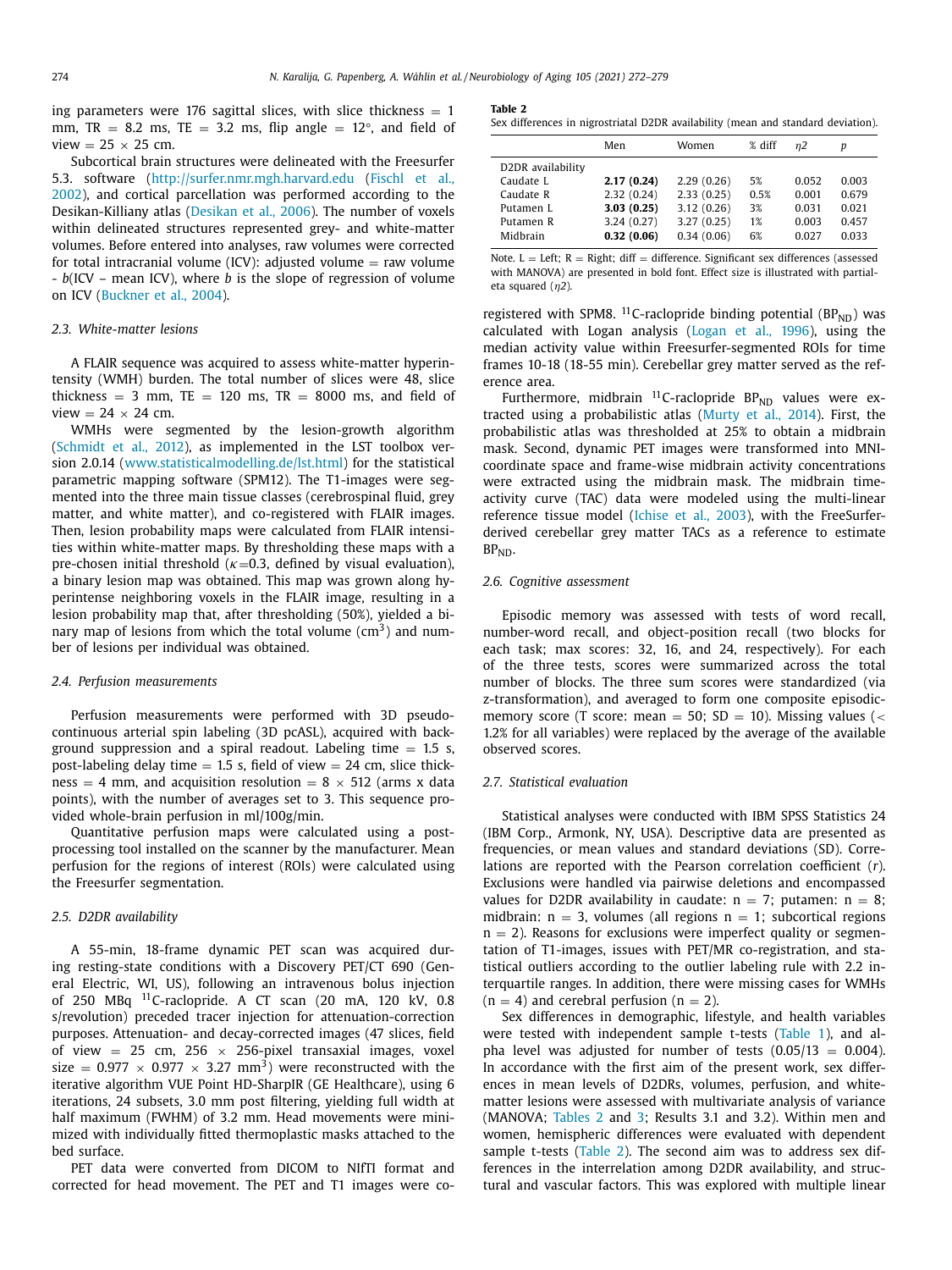ing parameters were 176 sagittal slices, with slice thickness = 1 mm, TR = 8.2 ms, TE = 3.2 ms, flip angle = 12°, and field of view = 25 × 25 cm.

Subcortical brain structures were delineated with the Freesurfer 5.3. software (http://surfer.nmr.mgh.harvard.edu (Fischl et al., 2002), and cortical parcellation was performed according to the Desikan-Killiany atlas (Desikan et al., 2006). The number of voxels within delineated structures represented grey- and white-matter volumes. Before entered into analyses, raw volumes were corrected for total intracranial volume (ICV): adjusted volume = raw volume - $b$(ICV – mean ICV), where $b$ is the slope of regression of volume on ICV (Buckner et al., 2004).

### 2.3. White-matter lesions

A FLAIR sequence was acquired to assess white-matter hyperintensity (WMH) burden. The total number of slices were 48, slice thickness = 3 mm, TE = 120 ms, TR = 8000 ms, and field of view = 24 × 24 cm.

WMHs were segmented by the lesion-growth algorithm (Schmidt et al., 2012), as implemented in the LST toolbox version 2.0.14 (www.statisticalmodelling.de/lst.html) for the statistical parametric mapping software (SPM12). The T1-images were segmented into the three main tissue classes (cerebrospinal fluid, grey matter, and white matter), and co-registered with FLAIR images. Then, lesion probability maps were calculated from FLAIR intensities within white-matter maps. By thresholding these maps with a pre-chosen initial threshold ($\kappa$=0.3, defined by visual evaluation), a binary lesion map was obtained. This map was grown along hyperintense neighboring voxels in the FLAIR image, resulting in a lesion probability map that, after thresholding (50%), yielded a binary map of lesions from which the total volume ($cm^3$) and number of lesions per individual was obtained.

### 2.4. Perfusion measurements

Perfusion measurements were performed with 3D pseudo-continuous arterial spin labeling (3D pcASL), acquired with background suppression and a spiral readout. Labeling time = 1.5 s, post-labeling delay time = 1.5 s, field of view = 24 cm, slice thickness = 4 mm, and acquisition resolution = 8 × 512 (arms x data points), with the number of averages set to 3. This sequence provided whole-brain perfusion in ml/100g/min.

Quantitative perfusion maps were calculated using a post-processing tool installed on the scanner by the manufacturer. Mean perfusion for the regions of interest (ROIs) were calculated using the Freesurfer segmentation.

### 2.5. D2DR availability

A 55-min, 18-frame dynamic PET scan was acquired during resting-state conditions with a Discovery PET/CT 690 (General Electric, WI, US), following an intravenous bolus injection of 250 MBq $^{11}$C-raclopride. A CT scan (20 mA, 120 kV, 0.8 s/revolution) preceded tracer injection for attenuation-correction purposes. Attenuation- and decay-corrected images (47 slices, field of view = 25 cm, 256 × 256-pixel transaxial images, voxel size = 0.977 × 0.977 × 3.27 $mm^3$) were reconstructed with the iterative algorithm VUE Point HD-SharpIR (GE Healthcare), using 6 iterations, 24 subsets, 3.0 mm post filtering, yielding full width at half maximum (FWHM) of 3.2 mm. Head movements were minimized with individually fitted thermoplastic masks attached to the bed surface.

PET data were converted from DICOM to NIfTI format and corrected for head movement. The PET and T1 images were co-registered with SPM8. $^{11}$C-raclopride binding potential ($BP_{ND}$) was calculated with Logan analysis (Logan et al., 1996), using the median activity value within Freesurfer-segmented ROIs for time frames 10-18 (18-55 min). Cerebellar grey matter served as the reference area.

Furthermore, midbrain $^{11}$C-raclopride $BP_{ND}$ values were extracted using a probabilistic atlas (Murty et al., 2014). First, the probabilistic atlas was thresholded at 25% to obtain a midbrain mask. Second, dynamic PET images were transformed into MNI-coordinate space and frame-wise midbrain activity concentrations were extracted using the midbrain mask. The midbrain time-activity curve (TAC) data were modeled using the multi-linear reference tissue model (Ichise et al., 2003), with the FreeSurfer-derived cerebellar grey matter TACs as a reference to estimate $BP_{ND}$.

**Table 2**
Sex differences in nigrostriatal D2DR availability (mean and standard deviation).

| | Men | Women | % diff | $\eta 2$ | $p$ |
|---|---|---|---|---|---|
| D2DR availability | | | | | |
| Caudate L | **2.17 (0.24)** | 2.29 (0.26) | 5% | 0.052 | 0.003 |
| Caudate R | 2.32 (0.24) | 2.33 (0.25) | 0.5% | 0.001 | 0.679 |
| Putamen L | **3.03 (0.25)** | 3.12 (0.26) | 3% | 0.031 | 0.021 |
| Putamen R | 3.24 (0.27) | 3.27 (0.25) | 1% | 0.003 | 0.457 |
| Midbrain | **0.32 (0.06)** | 0.34 (0.06) | 6% | 0.027 | 0.033 |

Note. L = Left; R = Right; diff = difference. Significant sex differences (assessed with MANOVA) are presented in bold font. Effect size is illustrated with partial-eta squared ($\eta 2$).

### 2.6. Cognitive assessment

Episodic memory was assessed with tests of word recall, number-word recall, and object-position recall (two blocks for each task; max scores: 32, 16, and 24, respectively). For each of the three tests, scores were summarized across the total number of blocks. The three sum scores were standardized (via z-transformation), and averaged to form one composite episodic-memory score (T score: mean = 50; SD = 10). Missing values (< 1.2% for all variables) were replaced by the average of the available observed scores.

### 2.7. Statistical evaluation

Statistical analyses were conducted with IBM SPSS Statistics 24 (IBM Corp., Armonk, NY, USA). Descriptive data are presented as frequencies, or mean values and standard deviations (SD). Correlations are reported with the Pearson correlation coefficient ($r$). Exclusions were handled via pairwise deletions and encompassed values for D2DR availability in caudate: n = 7; putamen: n = 8; midbrain: n = 3, volumes (all regions n = 1; subcortical regions n = 2). Reasons for exclusions were imperfect quality or segmentation of T1-images, issues with PET/MR co-registration, and statistical outliers according to the outlier labeling rule with 2.2 interquartile ranges. In addition, there were missing cases for WMHs (n = 4) and cerebral perfusion (n = 2).

Sex differences in demographic, lifestyle, and health variables were tested with independent sample t-tests (Table 1), and alpha level was adjusted for number of tests (0.05/13 = 0.004). In accordance with the first aim of the present work, sex differences in mean levels of D2DRs, volumes, perfusion, and white-matter lesions were assessed with multivariate analysis of variance (MANOVA; Tables 2 and 3; Results 3.1 and 3.2). Within men and women, hemispheric differences were evaluated with dependent sample t-tests (Table 2). The second aim was to address sex differences in the interrelation among D2DR availability, and structural and vascular factors. This was explored with multiple linear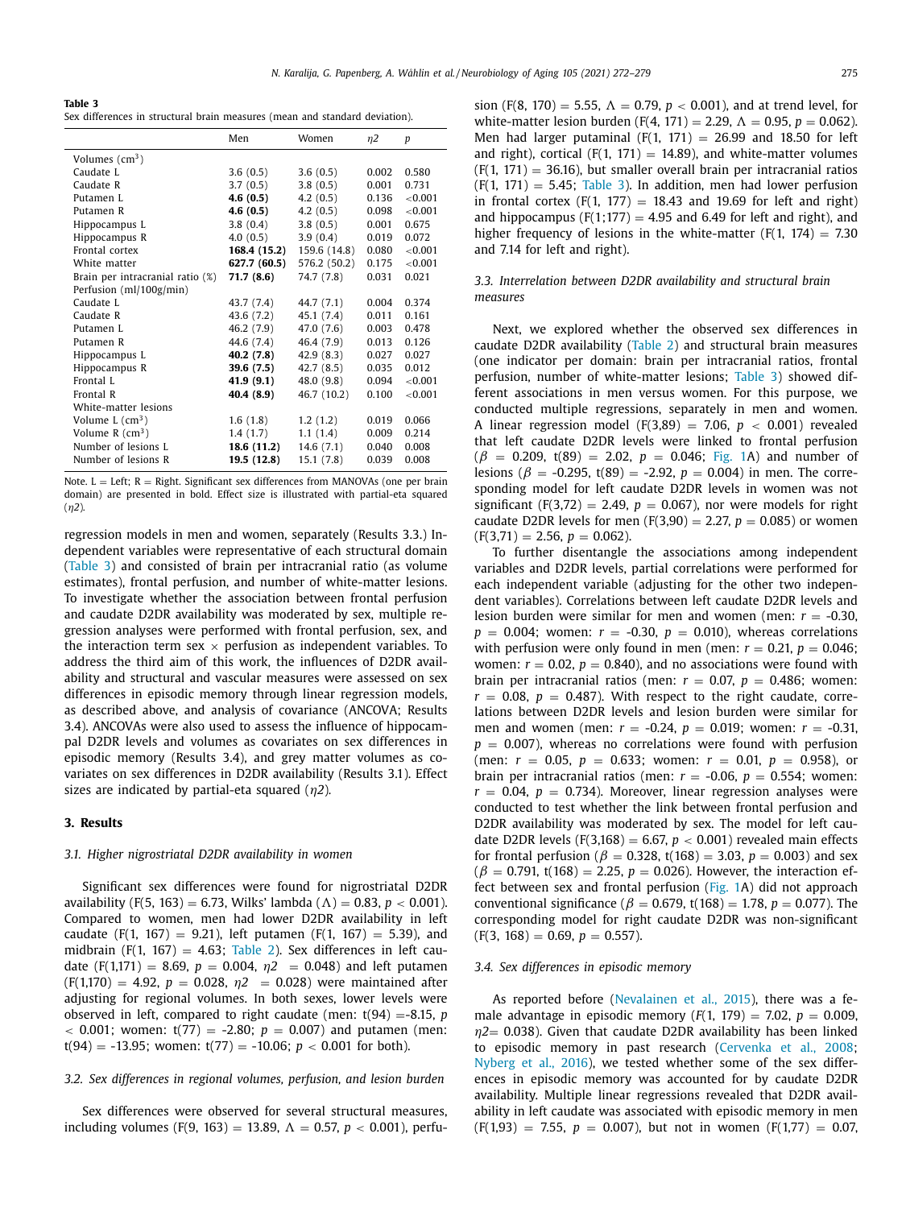**Table 3**
Sex differences in structural brain measures (mean and standard deviation).

| | Men | Women | $\eta 2$ | $p$ |
|---|---|---|---|---|
| Volumes (cm$^3$) | | | | |
| Caudate L | 3.6 (0.5) | 3.6 (0.5) | 0.002 | 0.580 |
| Caudate R | 3.7 (0.5) | 3.8 (0.5) | 0.001 | 0.731 |
| Putamen L | **4.6 (0.5)** | 4.2 (0.5) | 0.136 | <0.001 |
| Putamen R | **4.6 (0.5)** | 4.2 (0.5) | 0.098 | <0.001 |
| Hippocampus L | 3.8 (0.4) | 3.8 (0.5) | 0.001 | 0.675 |
| Hippocampus R | 4.0 (0.5) | 3.9 (0.4) | 0.019 | 0.072 |
| Frontal cortex | **168.4 (15.2)** | 159.6 (14.8) | 0.080 | <0.001 |
| White matter | **627.7 (60.5)** | 576.2 (50.2) | 0.175 | <0.001 |
| Brain per intracranial ratio (%) | **71.7 (8.6)** | 74.7 (7.8) | 0.031 | 0.021 |
| Perfusion (ml/100g/min) | | | | |
| Caudate L | 43.7 (7.4) | 44.7 (7.1) | 0.004 | 0.374 |
| Caudate R | 43.6 (7.2) | 45.1 (7.4) | 0.011 | 0.161 |
| Putamen L | 46.2 (7.9) | 47.0 (7.6) | 0.003 | 0.478 |
| Putamen R | 44.6 (7.4) | 46.4 (7.9) | 0.013 | 0.126 |
| Hippocampus L | **40.2 (7.8)** | 42.9 (8.3) | 0.027 | 0.027 |
| Hippocampus R | **39.6 (7.5)** | 42.7 (8.5) | 0.035 | 0.012 |
| Frontal L | **41.9 (9.1)** | 48.0 (9.8) | 0.094 | <0.001 |
| Frontal R | **40.4 (8.9)** | 46.7 (10.2) | 0.100 | <0.001 |
| White-matter lesions | | | | |
| Volume L (cm$^3$) | 1.6 (1.8) | 1.2 (1.2) | 0.019 | 0.066 |
| Volume R (cm$^3$) | 1.4 (1.7) | 1.1 (1.4) | 0.009 | 0.214 |
| Number of lesions L | **18.6 (11.2)** | 14.6 (7.1) | 0.040 | 0.008 |
| Number of lesions R | **19.5 (12.8)** | 15.1 (7.8) | 0.039 | 0.008 |

Note. L = Left; R = Right. Significant sex differences from MANOVAs (one per brain domain) are presented in bold. Effect size is illustrated with partial-eta squared ($\eta 2$).

regression models in men and women, separately (Results 3.3.) Independent variables were representative of each structural domain (Table 3) and consisted of brain per intracranial ratio (as volume estimates), frontal perfusion, and number of white-matter lesions. To investigate whether the association between frontal perfusion and caudate D2DR availability was moderated by sex, multiple regression analyses were performed with frontal perfusion, sex, and the interaction term sex × perfusion as independent variables. To address the third aim of this work, the influences of D2DR availability and structural and vascular measures were assessed on sex differences in episodic memory through linear regression models, as described above, and analysis of covariance (ANCOVA; Results 3.4). ANCOVAs were also used to assess the influence of hippocampal D2DR levels and volumes as covariates on sex differences in episodic memory (Results 3.4), and grey matter volumes as covariates on sex differences in D2DR availability (Results 3.1). Effect sizes are indicated by partial-eta squared ($\eta 2$).

## 3. Results

### 3.1. Higher nigrostriatal D2DR availability in women

Significant sex differences were found for nigrostriatal D2DR availability (F(5, 163) = 6.73, Wilks' lambda ($\Lambda$) = 0.83, $p < 0.001$). Compared to women, men had lower D2DR availability in left caudate (F(1, 167) = 9.21), left putamen (F(1, 167) = 5.39), and midbrain (F(1, 167) = 4.63; Table 2). Sex differences in left caudate (F(1,171) = 8.69, $p$ = 0.004, $\eta 2$ = 0.048) and left putamen (F(1,170) = 4.92, $p$ = 0.028, $\eta 2$ = 0.028) were maintained after adjusting for regional volumes. In both sexes, lower levels were observed in left, compared to right caudate (men: t(94) =-8.15, $p < 0.001$; women: t(77) = -2.80; $p$ = 0.007) and putamen (men: t(94) = -13.95; women: t(77) = -10.06; $p < 0.001$ for both).

### 3.2. Sex differences in regional volumes, perfusion, and lesion burden

Sex differences were observed for several structural measures, including volumes (F(9, 163) = 13.89, $\Lambda$ = 0.57, $p < 0.001$), perfusion (F(8, 170) = 5.55, $\Lambda$ = 0.79, $p < 0.001$), and at trend level, for white-matter lesion burden (F(4, 171) = 2.29, $\Lambda$ = 0.95, $p$ = 0.062). Men had larger putaminal (F(1, 171) = 26.99 and 18.50 for left and right), cortical (F(1, 171) = 14.89), and white-matter volumes (F(1, 171) = 36.16), but smaller overall brain per intracranial ratios (F(1, 171) = 5.45; Table 3). In addition, men had lower perfusion in frontal cortex (F(1, 177) = 18.43 and 19.69 for left and right) and hippocampus (F(1;177) = 4.95 and 6.49 for left and right), and higher frequency of lesions in the white-matter (F(1, 174) = 7.30 and 7.14 for left and right).

### 3.3. Interrelation between D2DR availability and structural brain measures

Next, we explored whether the observed sex differences in caudate D2DR availability (Table 2) and structural brain measures (one indicator per domain: brain per intracranial ratios, frontal perfusion, number of white-matter lesions; Table 3) showed different associations in men versus women. For this purpose, we conducted multiple regressions, separately in men and women. A linear regression model (F(3,89) = 7.06, $p < 0.001$) revealed that left caudate D2DR levels were linked to frontal perfusion ($\beta$ = 0.209, t(89) = 2.02, $p$ = 0.046; Fig. 1A) and number of lesions ($\beta$ = -0.295, t(89) = -2.92, $p$ = 0.004) in men. The corresponding model for left caudate D2DR levels in women was not significant (F(3,72) = 2.49, $p$ = 0.067), nor were models for right caudate D2DR levels for men (F(3,90) = 2.27, $p$ = 0.085) or women (F(3,71) = 2.56, $p$ = 0.062).

To further disentangle the associations among independent variables and D2DR levels, partial correlations were performed for each independent variable (adjusting for the other two independent variables). Correlations between left caudate D2DR levels and lesion burden were similar for men and women (men: $r$ = -0.30, $p$ = 0.004; women: $r$ = -0.30, $p$ = 0.010), whereas correlations with perfusion were only found in men (men: $r$ = 0.21, $p$ = 0.046; women: $r$ = 0.02, $p$ = 0.840), and no associations were found with brain per intracranial ratios (men: $r$ = 0.07, $p$ = 0.486; women: $r$ = 0.08, $p$ = 0.487). With respect to the right caudate, correlations between D2DR levels and lesion burden were similar for men and women (men: $r$ = -0.24, $p$ = 0.019; women: $r$ = -0.31, $p$ = 0.007), whereas no correlations were found with perfusion (men: $r$ = 0.05, $p$ = 0.633; women: $r$ = 0.01, $p$ = 0.958), or brain per intracranial ratios (men: $r$ = -0.06, $p$ = 0.554; women: $r$ = 0.04, $p$ = 0.734). Moreover, linear regression analyses were conducted to test whether the link between frontal perfusion and D2DR availability was moderated by sex. The model for left caudate D2DR levels (F(3,168) = 6.67, $p < 0.001$) revealed main effects for frontal perfusion ($\beta$ = 0.328, t(168) = 3.03, $p$ = 0.003) and sex ($\beta$ = 0.791, t(168) = 2.25, $p$ = 0.026). However, the interaction effect between sex and frontal perfusion (Fig. 1A) did not approach conventional significance ($\beta$ = 0.679, t(168) = 1.78, $p$ = 0.077). The corresponding model for right caudate D2DR was non-significant (F(3, 168) = 0.69, $p$ = 0.557).

### 3.4. Sex differences in episodic memory

As reported before (Nevalainen et al., 2015), there was a female advantage in episodic memory ($F$(1, 179) = 7.02, $p$ = 0.009, $\eta 2$= 0.038). Given that caudate D2DR availability has been linked to episodic memory in past research (Cervenka et al., 2008; Nyberg et al., 2016), we tested whether some of the sex differences in episodic memory was accounted for by caudate D2DR availability. Multiple linear regressions revealed that D2DR availability in left caudate was associated with episodic memory in men (F(1,93) = 7.55, $p$ = 0.007), but not in women (F(1,77) = 0.07,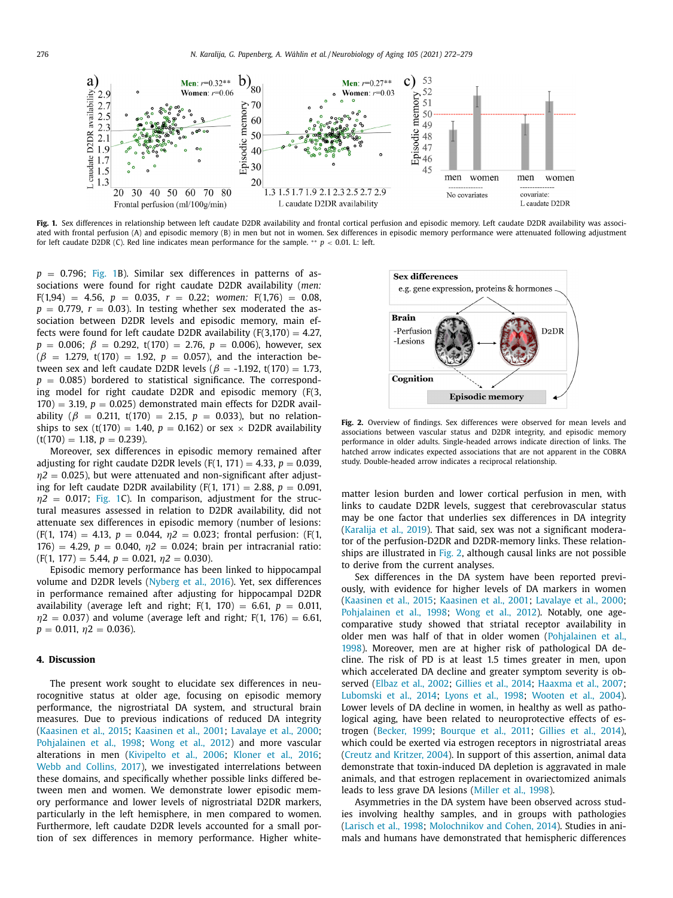Fig. 1. Sex differences in relationship between left caudate D2DR availability and frontal cortical perfusion and episodic memory. Left caudate D2DR availability was associated with frontal perfusion (A) and episodic memory (B) in men but not in women. Sex differences in episodic memory performance were attenuated following adjustment for left caudate D2DR (C). Red line indicates mean performance for the sample. ** $p < 0.01$. L: left.

$p = 0.796$; Fig. 1B). Similar sex differences in patterns of associations were found for right caudate D2DR availability (*men:* $F(1,94) = 4.56$, $p = 0.035$, $r = 0.22$; *women:* $F(1,76) = 0.08$, $p = 0.779$, $r = 0.03$). In testing whether sex moderated the association between D2DR levels and episodic memory, main effects were found for left caudate D2DR availability ($F(3,170) = 4.27$, $p = 0.006$; $\beta = 0.292$, $t(170) = 2.76$, $p = 0.006$), however, sex ($\beta = 1.279$, $t(170) = 1.92$, $p = 0.057$), and the interaction between sex and left caudate D2DR levels ($\beta = -1.192$, $t(170) = 1.73$, $p = 0.085$) bordered to statistical significance. The corresponding model for right caudate D2DR and episodic memory ($F(3, 170) = 3.19$, $p = 0.025$) demonstrated main effects for D2DR availability ($\beta = 0.211$, $t(170) = 2.15$, $p = 0.033$), but no relationships to sex ($t(170) = 1.40$, $p = 0.162$) or sex × D2DR availability ($t(170) = 1.18$, $p = 0.239$).

Moreover, sex differences in episodic memory remained after adjusting for right caudate D2DR levels ($F(1, 171) = 4.33$, $p = 0.039$, $\eta 2 = 0.025$), but were attenuated and non-significant after adjusting for left caudate D2DR availability ($F(1, 171) = 2.88$, $p = 0.091$, $\eta 2 = 0.017$; Fig. 1C). In comparison, adjustment for the structural measures assessed in relation to D2DR availability, did not attenuate sex differences in episodic memory (number of lesions: ($F(1, 174) = 4.13$, $p = 0.044$, $\eta 2 = 0.023$; frontal perfusion: ($F(1, 176) = 4.29$, $p = 0.040$, $\eta 2 = 0.024$; brain per intracranial ratio: ($F(1, 177) = 5.44$, $p = 0.021$, $\eta 2 = 0.030$).

Episodic memory performance has been linked to hippocampal volume and D2DR levels (Nyberg et al., 2016). Yet, sex differences in performance remained after adjusting for hippocampal D2DR availability (average left and right; $F(1, 170) = 6.61$, $p = 0.011$, $\eta 2 = 0.037$) and volume (average left and right; $F(1, 176) = 6.61$, $p = 0.011$, $\eta 2 = 0.036$).

## 4. Discussion

The present work sought to elucidate sex differences in neurocognitive status at older age, focusing on episodic memory performance, the nigrostriatal DA system, and structural brain measures. Due to previous indications of reduced DA integrity (Kaasinen et al., 2015; Kaasinen et al., 2001; Lavalaye et al., 2000; Pohjalainen et al., 1998; Wong et al., 2012) and more vascular alterations in men (Kivipelto et al., 2006; Kloner et al., 2016; Webb and Collins, 2017), we investigated interrelations between these domains, and specifically whether possible links differed between men and women. We demonstrate lower episodic memory performance and lower levels of nigrostriatal D2DR markers, particularly in the left hemisphere, in men compared to women. Furthermore, left caudate D2DR levels accounted for a small portion of sex differences in memory performance. Higher white-matter lesion burden and lower cortical perfusion in men, with links to caudate D2DR levels, suggest that cerebrovascular status may be one factor that underlies sex differences in DA integrity (Karalija et al., 2019). That said, sex was not a significant moderator of the perfusion-D2DR and D2DR-memory links. These relationships are illustrated in Fig. 2, although causal links are not possible to derive from the current analyses.

Fig. 2. Overview of findings. Sex differences were observed for mean levels and associations between vascular status and D2DR integrity, and episodic memory performance in older adults. Single-headed arrows indicate direction of links. The hatched arrow indicates expected associations that are not apparent in the COBRA study. Double-headed arrow indicates a reciprocal relationship.

Sex differences in the DA system have been reported previously, with evidence for higher levels of DA markers in women (Kaasinen et al., 2015; Kaasinen et al., 2001; Lavalaye et al., 2000; Pohjalainen et al., 1998; Wong et al., 2012). Notably, one age-comparative study showed that striatal receptor availability in older men was half of that in older women (Pohjalainen et al., 1998). Moreover, men are at higher risk of pathological DA decline. The risk of PD is at least 1.5 times greater in men, upon which accelerated DA decline and greater symptom severity is observed (Elbaz et al., 2002; Gillies et al., 2014; Haaxma et al., 2007; Lubomski et al., 2014; Lyons et al., 1998; Wooten et al., 2004). Lower levels of DA decline in women, in healthy as well as pathological aging, have been related to neuroprotective effects of estrogen (Becker, 1999; Bourque et al., 2011; Gillies et al., 2014), which could be exerted via estrogen receptors in nigrostriatal areas (Creutz and Kritzer, 2004). In support of this assertion, animal data demonstrate that toxin-induced DA depletion is aggravated in male animals, and that estrogen replacement in ovariectomized animals leads to less grave DA lesions (Miller et al., 1998).

Asymmetries in the DA system have been observed across studies involving healthy samples, and in groups with pathologies (Larisch et al., 1998; Molochnikov and Cohen, 2014). Studies in animals and humans have demonstrated that hemispheric differences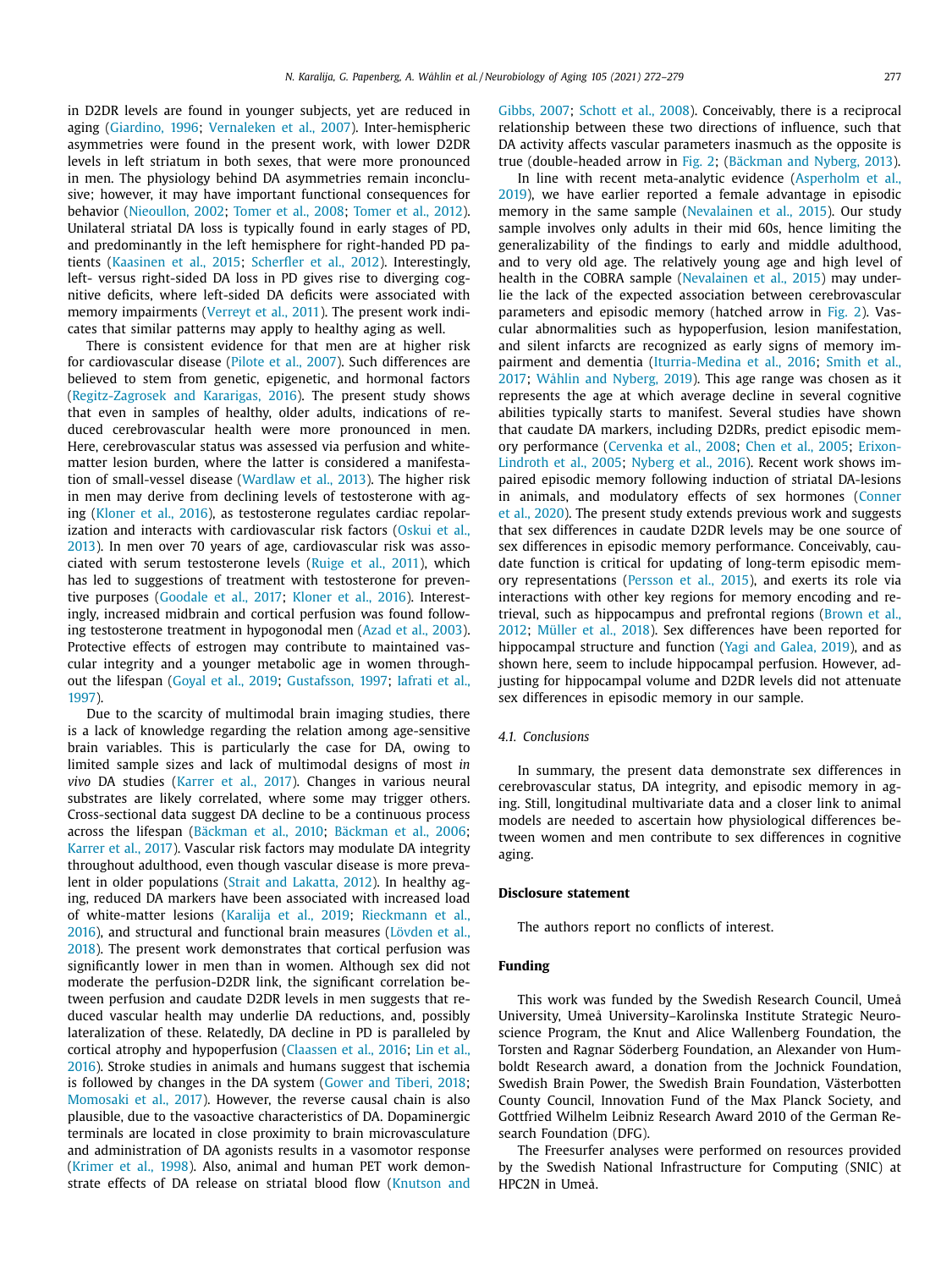in D2DR levels are found in younger subjects, yet are reduced in aging (Giardino, 1996; Vernaleken et al., 2007). Inter-hemispheric asymmetries were found in the present work, with lower D2DR levels in left striatum in both sexes, that were more pronounced in men. The physiology behind DA asymmetries remain inconclusive; however, it may have important functional consequences for behavior (Nieoullon, 2002; Tomer et al., 2008; Tomer et al., 2012). Unilateral striatal DA loss is typically found in early stages of PD, and predominantly in the left hemisphere for right-handed PD patients (Kaasinen et al., 2015; Scherfler et al., 2012). Interestingly, left- versus right-sided DA loss in PD gives rise to diverging cognitive deficits, where left-sided DA deficits were associated with memory impairments (Verreyt et al., 2011). The present work indicates that similar patterns may apply to healthy aging as well.

There is consistent evidence for that men are at higher risk for cardiovascular disease (Pilote et al., 2007). Such differences are believed to stem from genetic, epigenetic, and hormonal factors (Regitz-Zagrosek and Kararigas, 2016). The present study shows that even in samples of healthy, older adults, indications of reduced cerebrovascular health were more pronounced in men. Here, cerebrovascular status was assessed via perfusion and white-matter lesion burden, where the latter is considered a manifestation of small-vessel disease (Wardlaw et al., 2013). The higher risk in men may derive from declining levels of testosterone with aging (Kloner et al., 2016), as testosterone regulates cardiac repolarization and interacts with cardiovascular risk factors (Oskui et al., 2013). In men over 70 years of age, cardiovascular risk was associated with serum testosterone levels (Ruige et al., 2011), which has led to suggestions of treatment with testosterone for preventive purposes (Goodale et al., 2017; Kloner et al., 2016). Interestingly, increased midbrain and cortical perfusion was found following testosterone treatment in hypogonadal men (Azad et al., 2003). Protective effects of estrogen may contribute to maintained vascular integrity and a younger metabolic age in women throughout the lifespan (Goyal et al., 2019; Gustafsson, 1997; Iafrati et al., 1997).

Due to the scarcity of multimodal brain imaging studies, there is a lack of knowledge regarding the relation among age-sensitive brain variables. This is particularly the case for DA, owing to limited sample sizes and lack of multimodal designs of most *in vivo* DA studies (Karrer et al., 2017). Changes in various neural substrates are likely correlated, where some may trigger others. Cross-sectional data suggest DA decline to be a continuous process across the lifespan (Bäckman et al., 2010; Bäckman et al., 2006; Karrer et al., 2017). Vascular risk factors may modulate DA integrity throughout adulthood, even though vascular disease is more prevalent in older populations (Strait and Lakatta, 2012). In healthy aging, reduced DA markers have been associated with increased load of white-matter lesions (Karalija et al., 2019; Rieckmann et al., 2016), and structural and functional brain measures (Lövden et al., 2018). The present work demonstrates that cortical perfusion was significantly lower in men than in women. Although sex did not moderate the perfusion-D2DR link, the significant correlation between perfusion and caudate D2DR levels in men suggests that reduced vascular health may underlie DA reductions, and, possibly lateralization of these. Relatedly, DA decline in PD is paralleled by cortical atrophy and hypoperfusion (Claassen et al., 2016; Lin et al., 2016). Stroke studies in animals and humans suggest that ischemia is followed by changes in the DA system (Gower and Tiberi, 2018; Momosaki et al., 2017). However, the reverse causal chain is also plausible, due to the vasoactive characteristics of DA. Dopaminergic terminals are located in close proximity to brain microvasculature and administration of DA agonists results in a vasomotor response (Krimer et al., 1998). Also, animal and human PET work demonstrate effects of DA release on striatal blood flow (Knutson and Gibbs, 2007; Schott et al., 2008). Conceivably, there is a reciprocal relationship between these two directions of influence, such that DA activity affects vascular parameters inasmuch as the opposite is true (double-headed arrow in Fig. 2; (Bäckman and Nyberg, 2013).

In line with recent meta-analytic evidence (Asperholm et al., 2019), we have earlier reported a female advantage in episodic memory in the same sample (Nevalainen et al., 2015). Our study sample involves only adults in their mid 60s, hence limiting the generalizability of the findings to early and middle adulthood, and to very old age. The relatively young age and high level of health in the COBRA sample (Nevalainen et al., 2015) may underlie the lack of the expected association between cerebrovascular parameters and episodic memory (hatched arrow in Fig. 2). Vascular abnormalities such as hypoperfusion, lesion manifestation, and silent infarcts are recognized as early signs of memory impairment and dementia (Iturria-Medina et al., 2016; Smith et al., 2017; Wåhlin and Nyberg, 2019). This age range was chosen as it represents the age at which average decline in several cognitive abilities typically starts to manifest. Several studies have shown that caudate DA markers, including D2DRs, predict episodic memory performance (Cervenka et al., 2008; Chen et al., 2005; Erixon-Lindroth et al., 2005; Nyberg et al., 2016). Recent work shows impaired episodic memory following induction of striatal DA-lesions in animals, and modulatory effects of sex hormones (Conner et al., 2020). The present study extends previous work and suggests that sex differences in caudate D2DR levels may be one source of sex differences in episodic memory performance. Conceivably, caudate function is critical for updating of long-term episodic memory representations (Persson et al., 2015), and exerts its role via interactions with other key regions for memory encoding and retrieval, such as hippocampus and prefrontal regions (Brown et al., 2012; Müller et al., 2018). Sex differences have been reported for hippocampal structure and function (Yagi and Galea, 2019), and as shown here, seem to include hippocampal perfusion. However, adjusting for hippocampal volume and D2DR levels did not attenuate sex differences in episodic memory in our sample.

### 4.1. Conclusions

In summary, the present data demonstrate sex differences in cerebrovascular status, DA integrity, and episodic memory in aging. Still, longitudinal multivariate data and a closer link to animal models are needed to ascertain how physiological differences between women and men contribute to sex differences in cognitive aging.

## Disclosure statement

The authors report no conflicts of interest.

## Funding

This work was funded by the Swedish Research Council, Umeå University, Umeå University–Karolinska Institute Strategic Neuroscience Program, the Knut and Alice Wallenberg Foundation, the Torsten and Ragnar Söderberg Foundation, an Alexander von Humboldt Research award, a donation from the Jochnick Foundation, Swedish Brain Power, the Swedish Brain Foundation, Västerbotten County Council, Innovation Fund of the Max Planck Society, and Gottfried Wilhelm Leibniz Research Award 2010 of the German Research Foundation (DFG).

The Freesurfer analyses were performed on resources provided by the Swedish National Infrastructure for Computing (SNIC) at HPC2N in Umeå.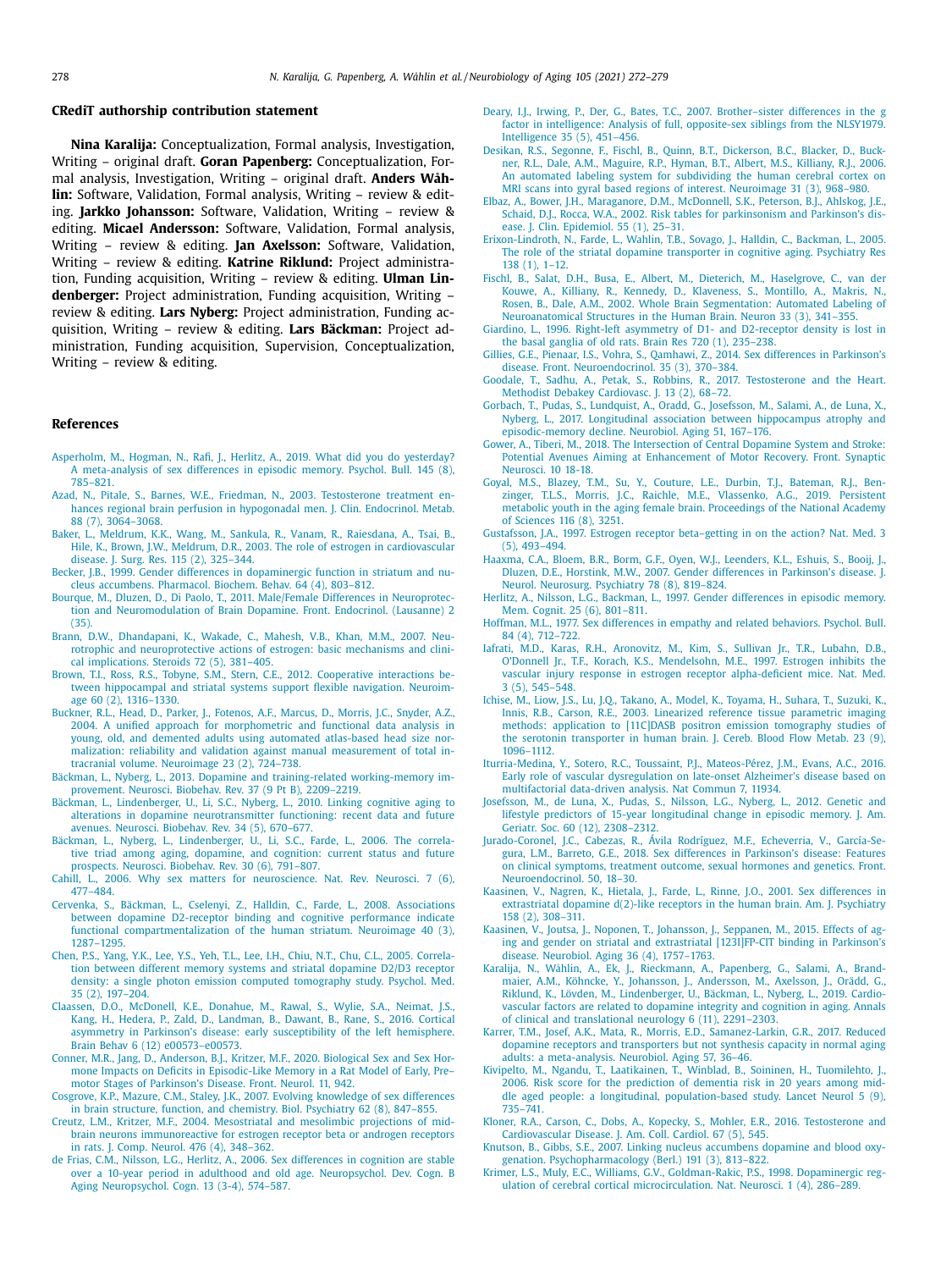## CRediT authorship contribution statement

**Nina Karalija:** Conceptualization, Formal analysis, Investigation, Writing – original draft. **Goran Papenberg:** Conceptualization, Formal analysis, Investigation, Writing – original draft. **Anders Wåhlin:** Software, Validation, Formal analysis, Writing – review & editing. **Jarkko Johansson:** Software, Validation, Writing – review & editing. **Micael Andersson:** Software, Validation, Formal analysis, Writing – review & editing. **Jan Axelsson:** Software, Validation, Writing – review & editing. **Katrine Riklund:** Project administration, Funding acquisition, Writing – review & editing. **Ulman Lindenberger:** Project administration, Funding acquisition, Writing – review & editing. **Lars Nyberg:** Project administration, Funding acquisition, Writing – review & editing. **Lars Bäckman:** Project administration, Funding acquisition, Supervision, Conceptualization, Writing – review & editing.

## References

Asperholm, M., Hogman, N., Rafi, J., Herlitz, A., 2019. What did you do yesterday? A meta-analysis of sex differences in episodic memory. Psychol. Bull. 145 (8), 785–821.

Azad, N., Pitale, S., Barnes, W.E., Friedman, N., 2003. Testosterone treatment enhances regional brain perfusion in hypogonadal men. J. Clin. Endocrinol. Metab. 88 (7), 3064–3068.

Baker, L., Meldrum, K.K., Wang, M., Sankula, R., Vanam, R., Raiesdana, A., Tsai, B., Hile, K., Brown, J.W., Meldrum, D.R., 2003. The role of estrogen in cardiovascular disease. J. Surg. Res. 115 (2), 325–344.

Becker, J.B., 1999. Gender differences in dopaminergic function in striatum and nucleus accumbens. Pharmacol. Biochem. Behav. 64 (4), 803–812.

Bourque, M., Dluzen, D., Di Paolo, T., 2011. Male/Female Differences in Neuroprotection and Neuromodulation of Brain Dopamine. Front. Endocrinol. (Lausanne) 2 (35).

Brann, D.W., Dhandapani, K., Wakade, C., Mahesh, V.B., Khan, M.M., 2007. Neurotrophic and neuroprotective actions of estrogen: basic mechanisms and clinical implications. Steroids 72 (5), 381–405.

Brown, T.I., Ross, R.S., Tobyne, S.M., Stern, C.E., 2012. Cooperative interactions between hippocampal and striatal systems support flexible navigation. Neuroimage 60 (2), 1316–1330.

Buckner, R.L., Head, D., Parker, J., Fotenos, A.F., Marcus, D., Morris, J.C., Snyder, A.Z., 2004. A unified approach for morphometric and functional data analysis in young, old, and demented adults using automated atlas-based head size normalization: reliability and validation against manual measurement of total intracranial volume. Neuroimage 23 (2), 724–738.

Bäckman, L., Nyberg, L., 2013. Dopamine and training-related working-memory improvement. Neurosci. Biobehav. Rev. 37 (9 Pt B), 2209–2219.

Bäckman, L., Lindenberger, U., Li, S.C., Nyberg, L., 2010. Linking cognitive aging to alterations in dopamine neurotransmitter functioning: recent data and future avenues. Neurosci. Biobehav. Rev. 34 (5), 670–677.

Bäckman, L., Nyberg, L., Lindenberger, U., Li, S.C., Farde, L., 2006. The correlative triad among aging, dopamine, and cognition: current status and future prospects. Neurosci. Biobehav. Rev. 30 (6), 791–807.

Cahill, L., 2006. Why sex matters for neuroscience. Nat. Rev. Neurosci. 7 (6), 477–484.

Cervenka, S., Bäckman, L., Cselenyi, Z., Halldin, C., Farde, L., 2008. Associations between dopamine D2-receptor binding and cognitive performance indicate functional compartmentalization of the human striatum. Neuroimage 40 (3), 1287–1295.

Chen, P.S., Yang, Y.K., Lee, Y.S., Yeh, T.L., Lee, I.H., Chiu, N.T., Chu, C.L., 2005. Correlation between different memory systems and striatal dopamine D2/D3 receptor density: a single photon emission computed tomography study. Psychol. Med. 35 (2), 197–204.

Claassen, D.O., McDonell, K.E., Donahue, M., Rawal, S., Wylie, S.A., Neimat, J.S., Kang, H., Hedera, P., Zald, D., Landman, B., Dawant, B., Rane, S., 2016. Cortical asymmetry in Parkinson's disease: early susceptibility of the left hemisphere. Brain Behav 6 (12) e00573–e00573.

Conner, M.R., Jang, D., Anderson, B.J., Kritzer, M.F., 2020. Biological Sex and Sex Hormone Impacts on Deficits in Episodic-Like Memory in a Rat Model of Early, Pre-motor Stages of Parkinson's Disease. Front. Neurol. 11, 942.

Cosgrove, K.P., Mazure, C.M., Staley, J.K., 2007. Evolving knowledge of sex differences in brain structure, function, and chemistry. Biol. Psychiatry 62 (8), 847–855.

Creutz, L.M., Kritzer, M.F., 2004. Mesostriatal and mesolimbic projections of midbrain neurons immunoreactive for estrogen receptor beta or androgen receptors in rats. J. Comp. Neurol. 476 (4), 348–362.

de Frias, C.M., Nilsson, L.G., Herlitz, A., 2006. Sex differences in cognition are stable over a 10-year period in adulthood and old age. Neuropsychol. Dev. Cogn. B Aging Neuropsychol. Cogn. 13 (3-4), 574–587.

Deary, I.J., Irwing, P., Der, G., Bates, T.C., 2007. Brother–sister differences in the g factor in intelligence: Analysis of full, opposite-sex siblings from the NLSY1979. Intelligence 35 (5), 451–456.

Desikan, R.S., Segonne, F., Fischl, B., Quinn, B.T., Dickerson, B.C., Blacker, D., Buckner, R.L., Dale, A.M., Maguire, R.P., Hyman, B.T., Albert, M.S., Killiany, R.J., 2006. An automated labeling system for subdividing the human cerebral cortex on MRI scans into gyral based regions of interest. Neuroimage 31 (3), 968–980.

Elbaz, A., Bower, J.H., Maraganore, D.M., McDonnell, S.K., Peterson, B.J., Ahlskog, J.E., Schaid, D.J., Rocca, W.A., 2002. Risk tables for parkinsonism and Parkinson's disease. J. Clin. Epidemiol. 55 (1), 25–31.

Erixon-Lindroth, N., Farde, L., Wahlin, T.B., Sovago, J., Halldin, C., Backman, L., 2005. The role of the striatal dopamine transporter in cognitive aging. Psychiatry Res 138 (1), 1–12.

Fischl, B., Salat, D.H., Busa, E., Albert, M., Dieterich, M., Haselgrove, C., van der Kouwe, A., Killiany, R., Kennedy, D., Klaveness, S., Montillo, A., Makris, N., Rosen, B., Dale, A.M., 2002. Whole Brain Segmentation: Automated Labeling of Neuroanatomical Structures in the Human Brain. Neuron 33 (3), 341–355.

Giardino, L., 1996. Right-left asymmetry of D1- and D2-receptor density is lost in the basal ganglia of old rats. Brain Res 720 (1), 235–238.

Gillies, G.E., Pienaar, I.S., Vohra, S., Qamhawi, Z., 2014. Sex differences in Parkinson's disease. Front. Neuroendocrinol. 35 (3), 370–384.

Goodale, T., Sadhu, A., Petak, S., Robbins, R., 2017. Testosterone and the Heart. Methodist Debakey Cardiovasc. J. 13 (2), 68–72.

Gorbach, T., Pudas, S., Lundquist, A., Oradd, G., Josefsson, M., Salami, A., de Luna, X., Nyberg, L., 2017. Longitudinal association between hippocampus atrophy and episodic-memory decline. Neurobiol. Aging 51, 167–176.

Gower, A., Tiberi, M., 2018. The Intersection of Central Dopamine System and Stroke: Potential Avenues Aiming at Enhancement of Motor Recovery. Front. Synaptic Neurosci. 10 18-18.

Goyal, M.S., Blazey, T.M., Su, Y., Couture, L.E., Durbin, T.J., Bateman, R.J., Benzinger, T.L.S., Morris, J.C., Raichle, M.E., Vlassenko, A.G., 2019. Persistent metabolic youth in the aging female brain. Proceedings of the National Academy of Sciences 116 (8), 3251.

Gustafsson, J.A., 1997. Estrogen receptor beta–getting in on the action? Nat. Med. 3 (5), 493–494.

Haaxma, C.A., Bloem, B.R., Borm, G.F., Oyen, W.J., Leenders, K.L., Eshuis, S., Booij, J., Dluzen, D.E., Horstink, M.W., 2007. Gender differences in Parkinson's disease. J. Neurol. Neurosurg. Psychiatry 78 (8), 819–824.

Herlitz, A., Nilsson, L.G., Backman, L., 1997. Gender differences in episodic memory. Mem. Cognit. 25 (6), 801–811.

Hoffman, M.L., 1977. Sex differences in empathy and related behaviors. Psychol. Bull. 84 (4), 712–722.

Iafrati, M.D., Karas, R.H., Aronovitz, M., Kim, S., Sullivan Jr., T.R., Lubahn, D.B., O'Donnell Jr., T.F., Korach, K.S., Mendelsohn, M.E., 1997. Estrogen inhibits the vascular injury response in estrogen receptor alpha-deficient mice. Nat. Med. 3 (5), 545–548.

Ichise, M., Liow, J.S., Lu, J.Q., Takano, A., Model, K., Toyama, H., Suhara, T., Suzuki, K., Innis, R.B., Carson, R.E., 2003. Linearized reference tissue parametric imaging methods: application to [11C]DASB positron emission tomography studies of the serotonin transporter in human brain. J. Cereb. Blood Flow Metab. 23 (9), 1096–1112.

Iturria-Medina, Y., Sotero, R.C., Toussaint, P.J., Mateos-Pérez, J.M., Evans, A.C., 2016. Early role of vascular dysregulation on late-onset Alzheimer's disease based on multifactorial data-driven analysis. Nat Commun 7, 11934.

Josefsson, M., de Luna, X., Pudas, S., Nilsson, L.G., Nyberg, L., 2012. Genetic and lifestyle predictors of 15-year longitudinal change in episodic memory. J. Am. Geriatr. Soc. 60 (12), 2308–2312.

Jurado-Coronel, J.C., Cabezas, R., Ávila Rodríguez, M.F., Echeverria, V., García-Segura, L.M., Barreto, G.E., 2018. Sex differences in Parkinson's disease: Features on clinical symptoms, treatment outcome, sexual hormones and genetics. Front. Neuroendocrinol. 50, 18–30.

Kaasinen, V., Nagren, K., Hietala, J., Farde, L., Rinne, J.O., 2001. Sex differences in extrastriatal dopamine d(2)-like receptors in the human brain. Am. J. Psychiatry 158 (2), 308–311.

Kaasinen, V., Joutsa, J., Noponen, T., Johansson, J., Seppanen, M., 2015. Effects of aging and gender on striatal and extrastriatal [123I]FP-CIT binding in Parkinson's disease. Neurobiol. Aging 36 (4), 1757–1763.

Karalija, N., Wåhlin, A., Ek, J., Rieckmann, A., Papenberg, G., Salami, A., Brandmaier, A.M., Köhncke, Y., Johansson, J., Andersson, M., Axelsson, J., Orädd, G., Riklund, K., Lövden, M., Lindenberger, U., Bäckman, L., Nyberg, L., 2019. Cardiovascular factors are related to dopamine integrity and cognition in aging. Annals of clinical and translational neurology 6 (11), 2291–2303.

Karrer, T.M., Josef, A.K., Mata, R., Morris, E.D., Samanez-Larkin, G.R., 2017. Reduced dopamine receptors and transporters but not synthesis capacity in normal aging adults: a meta-analysis. Neurobiol. Aging 57, 36–46.

Kivipelto, M., Ngandu, T., Laatikainen, T., Winblad, B., Soininen, H., Tuomilehto, J., 2006. Risk score for the prediction of dementia risk in 20 years among middle aged people: a longitudinal, population-based study. Lancet Neurol 5 (9), 735–741.

Kloner, R.A., Carson, C., Dobs, A., Kopecky, S., Mohler, E.R., 2016. Testosterone and Cardiovascular Disease. J. Am. Coll. Cardiol. 67 (5), 545.

Knutson, B., Gibbs, S.E., 2007. Linking nucleus accumbens dopamine and blood oxygenation. Psychopharmacology (Berl.) 191 (3), 813–822.

Krimer, L.S., Muly, E.C., Williams, G.V., Goldman-Rakic, P.S., 1998. Dopaminergic regulation of cerebral cortical microcirculation. Nat. Neurosci. 1 (4), 286–289.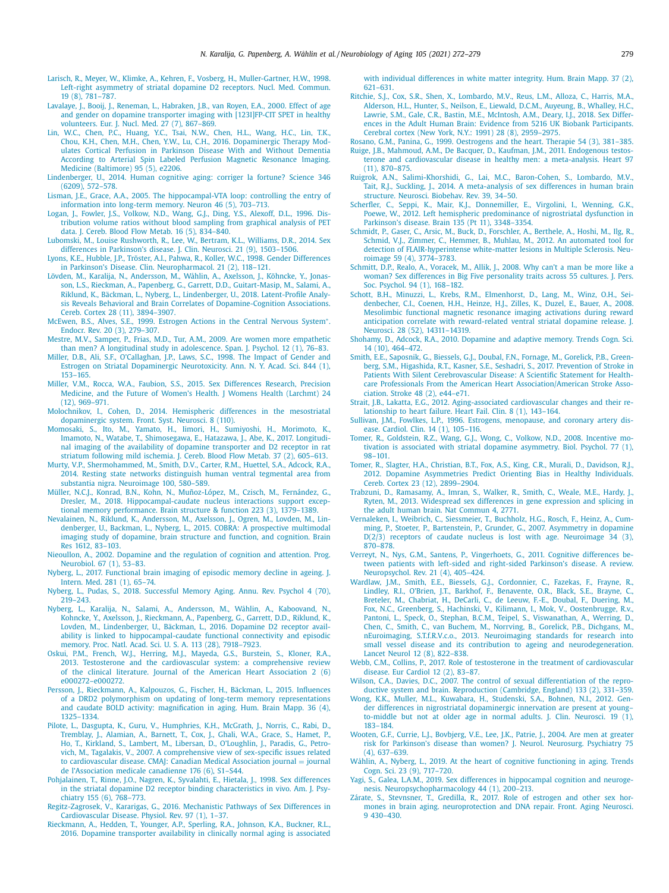Larisch, R., Meyer, W., Klimke, A., Kehren, F., Vosberg, H., Muller-Gartner, H.W., 1998. Left-right asymmetry of striatal dopamine D2 receptors. Nucl. Med. Commun. 19 (8), 781–787.

Lavalaye, J., Booij, J., Reneman, L., Habraken, J.B., van Royen, E.A., 2000. Effect of age and gender on dopamine transporter imaging with [123I]FP-CIT SPET in healthy volunteers. Eur. J. Nucl. Med. 27 (7), 867–869.

Lin, W.C., Chen, P.C., Huang, Y.C., Tsai, N.W., Chen, H.L., Wang, H.C., Lin, T.K., Chou, K.H., Chen, M.H., Chen, Y.W., Lu, C.H., 2016. Dopaminergic Therapy Modulates Cortical Perfusion in Parkinson Disease With and Without Dementia According to Arterial Spin Labeled Perfusion Magnetic Resonance Imaging. Medicine (Baltimore) 95 (5), e2206.

Lindenberger, U., 2014. Human cognitive aging: corriger la fortune? Science 346 (6209), 572–578.

Lisman, J.E., Grace, A.A., 2005. The hippocampal-VTA loop: controlling the entry of information into long-term memory. Neuron 46 (5), 703–713.

Logan, J., Fowler, J.S., Volkow, N.D., Wang, G.J., Ding, Y.S., Alexoff, D.L., 1996. Distribution volume ratios without blood sampling from graphical analysis of PET data. J. Cereb. Blood Flow Metab. 16 (5), 834–840.

Lubomski, M., Louise Rushworth, R., Lee, W., Bertram, K.L., Williams, D.R., 2014. Sex differences in Parkinson's disease. J. Clin. Neurosci. 21 (9), 1503–1506.

Lyons, K.E., Hubble, J.P., Tröster, A.I., Pahwa, R., Koller, W.C., 1998. Gender Differences in Parkinson's Disease. Clin. Neuropharmacol. 21 (2), 118–121.

Lövden, M., Karalija, N., Andersson, M., Wåhlin, A., Axelsson, J., Köhncke, Y., Jonasson, L.S., Rieckman, A., Papenberg, G., Garrett, D.D., Guitart-Masip, M., Salami, A., Riklund, K., Bäckman, L., Nyberg, L., Lindenberger, U., 2018. Latent-Profile Analysis Reveals Behavioral and Brain Correlates of Dopamine-Cognition Associations. Cereb. Cortex 28 (11), 3894–3907.

McEwen, B.S., Alves, S.E., 1999. Estrogen Actions in the Central Nervous System*. Endocr. Rev. 20 (3), 279–307.

Mestre, M.V., Samper, P., Frias, M.D., Tur, A.M., 2009. Are women more empathetic than men? A longitudinal study in adolescence. Span. J. Psychol. 12 (1), 76–83.

Miller, D.B., Ali, S.F., O'Callaghan, J.P., Laws, S.C., 1998. The Impact of Gender and Estrogen on Striatal Dopaminergic Neurotoxicity. Ann. N. Y. Acad. Sci. 844 (1), 153–165.

Miller, V.M., Rocca, W.A., Faubion, S.S., 2015. Sex Differences Research, Precision Medicine, and the Future of Women's Health. J Womens Health (Larchmt) 24 (12), 969–971.

Molochnikov, I., Cohen, D., 2014. Hemispheric differences in the mesostriatal dopaminergic system. Front. Syst. Neurosci. 8 (110).

Momosaki, S., Ito, M., Yamato, H., Iimori, H., Sumiyoshi, H., Morimoto, K., Imamoto, N., Watabe, T., Shimosegawa, E., Hatazawa, J., Abe, K., 2017. Longitudinal imaging of the availability of dopamine transporter and D2 receptor in rat striatum following mild ischemia. J. Cereb. Blood Flow Metab. 37 (2), 605–613.

Murty, V.P., Shermohammed, M., Smith, D.V., Carter, R.M., Huettel, S.A., Adcock, R.A., 2014. Resting state networks distinguish human ventral tegmental area from substantia nigra. Neuroimage 100, 580–589.

Müller, N.C.J., Konrad, B.N., Kohn, N., Muñoz-López, M., Czisch, M., Fernández, G., Dresler, M., 2018. Hippocampal-caudate nucleus interactions support exceptional memory performance. Brain structure & function 223 (3), 1379–1389.

Nevalainen, N., Riklund, K., Andersson, M., Axelsson, J., Ogren, M., Lovden, M., Lindenberger, U., Backman, L., Nyberg, L., 2015. COBRA: A prospective multimodal imaging study of dopamine, brain structure and function, and cognition. Brain Res 1612, 83–103.

Nieoullon, A., 2002. Dopamine and the regulation of cognition and attention. Prog. Neurobiol. 67 (1), 53–83.

Nyberg, L., 2017. Functional brain imaging of episodic memory decline in ageing. J. Intern. Med. 281 (1), 65–74.

Nyberg, L., Pudas, S., 2018. Successful Memory Aging. Annu. Rev. Psychol 4 (70), 219–243.

Nyberg, L., Karalija, N., Salami, A., Andersson, M., Wåhlin, A., Kaboovand, N., Kohncke, Y., Axelsson, J., Rieckmann, A., Papenberg, G., Garrett, D.D., Riklund, K., Lovden, M., Lindenberger, U., Bäckman, L., 2016. Dopamine D2 receptor availability is linked to hippocampal-caudate functional connectivity and episodic memory. Proc. Natl. Acad. Sci. U. S. A. 113 (28), 7918–7923.

Oskui, P.M., French, W.J., Herring, M.J., Mayeda, G.S., Burstein, S., Kloner, R.A., 2013. Testosterone and the cardiovascular system: a comprehensive review of the clinical literature. Journal of the American Heart Association 2 (6) e000272–e000272.

Persson, J., Rieckmann, A., Kalpouzos, G., Fischer, H., Bäckman, L., 2015. Influences of a DRD2 polymorphism on updating of long-term memory representations and caudate BOLD activity: magnification in aging. Hum. Brain Mapp. 36 (4), 1325–1334.

Pilote, L., Dasgupta, K., Guru, V., Humphries, K.H., McGrath, J., Norris, C., Rabi, D., Tremblay, J., Alamian, A., Barnett, T., Cox, J., Ghali, W.A., Grace, S., Hamet, P., Ho, T., Kirkland, S., Lambert, M., Libersan, D., O'Loughlin, J., Paradis, G., Petrovich, M., Tagalakis, V., 2007. A comprehensive view of sex-specific issues related to cardiovascular disease. CMAJ: Canadian Medical Association journal = journal de l'Association medicale canadienne 176 (6), S1–S44.

Pohjalainen, T., Rinne, J.O., Nagren, K., Syvalahti, E., Hietala, J., 1998. Sex differences in the striatal dopamine D2 receptor binding characteristics in vivo. Am. J. Psychiatry 155 (6), 768–773.

Regitz-Zagrosek, V., Kararigas, G., 2016. Mechanistic Pathways of Sex Differences in Cardiovascular Disease. Physiol. Rev. 97 (1), 1–37.

Rieckmann, A., Hedden, T., Younger, A.P., Sperling, R.A., Johnson, K.A., Buckner, R.L., 2016. Dopamine transporter availability in clinically normal aging is associated with individual differences in white matter integrity. Hum. Brain Mapp. 37 (2), 621–631.

Ritchie, S.J., Cox, S.R., Shen, X., Lombardo, M.V., Reus, L.M., Alloza, C., Harris, M.A., Alderson, H.L., Hunter, S., Neilson, E., Liewald, D.C.M., Auyeung, B., Whalley, H.C., Lawrie, S.M., Gale, C.R., Bastin, M.E., McIntosh, A.M., Deary, I.J., 2018. Sex Differences in the Adult Human Brain: Evidence from 5216 UK Biobank Participants. Cerebral cortex (New York, N.Y.: 1991) 28 (8), 2959–2975.

Rosano, G.M., Panina, G., 1999. Oestrogens and the heart. Therapie 54 (3), 381–385.

Ruige, J.B., Mahmoud, A.M., De Bacquer, D., Kaufman, J.M., 2011. Endogenous testosterone and cardiovascular disease in healthy men: a meta-analysis. Heart 97 (11), 870–875.

Ruigrok, A.N., Salimi-Khorshidi, G., Lai, M.C., Baron-Cohen, S., Lombardo, M.V., Tait, R.J., Suckling, J., 2014. A meta-analysis of sex differences in human brain structure. Neurosci. Biobehav. Rev. 39, 34–50.

Scherfler, C., Seppi, K., Mair, K.J., Donnemiller, E., Virgolini, I., Wenning, G.K., Poewe, W., 2012. Left hemispheric predominance of nigrostriatal dysfunction in Parkinson's disease. Brain 135 (Pt 11), 3348–3354.

Schmidt, P., Gaser, C., Arsic, M., Buck, D., Forschler, A., Berthele, A., Hoshi, M., Ilg, R., Schmid, V.J., Zimmer, C., Hemmer, B., Muhlau, M., 2012. An automated tool for detection of FLAIR-hyperintense white-matter lesions in Multiple Sclerosis. Neuroimage 59 (4), 3774–3783.

Schmitt, D.P., Realo, A., Voracek, M., Allik, J., 2008. Why can't a man be more like a woman? Sex differences in Big Five personality traits across 55 cultures. J. Pers. Soc. Psychol. 94 (1), 168–182.

Schott, B.H., Minuzzi, L., Krebs, R.M., Elmenhorst, D., Lang, M., Winz, O.H., Seidenbecher, C.I., Coenen, H.H., Heinze, H.J., Zilles, K., Duzel, E., Bauer, A., 2008. Mesolimbic functional magnetic resonance imaging activations during reward anticipation correlate with reward-related ventral striatal dopamine release. J. Neurosci. 28 (52), 14311–14319.

Shohamy, D., Adcock, R.A., 2010. Dopamine and adaptive memory. Trends Cogn. Sci. 14 (10), 464–472.

Smith, E.E., Saposnik, G., Biessels, G.J., Doubal, F.N., Fornage, M., Gorelick, P.B., Greenberg, S.M., Higashida, R.T., Kasner, S.E., Seshadri, S., 2017. Prevention of Stroke in Patients With Silent Cerebrovascular Disease: A Scientific Statement for Healthcare Professionals From the American Heart Association/American Stroke Association. Stroke 48 (2), e44–e71.

Strait, J.B., Lakatta, E.G., 2012. Aging-associated cardiovascular changes and their relationship to heart failure. Heart Fail. Clin. 8 (1), 143–164.

Sullivan, J.M., Fowlkes, L.P., 1996. Estrogens, menopause, and coronary artery disease. Cardiol. Clin. 14 (1), 105–116.

Tomer, R., Goldstein, R.Z., Wang, G.J., Wong, C., Volkow, N.D., 2008. Incentive motivation is associated with striatal dopamine asymmetry. Biol. Psychol. 77 (1), 98–101.

Tomer, R., Slagter, H.A., Christian, B.T., Fox, A.S., King, C.R., Murali, D., Davidson, R.J., 2012. Dopamine Asymmetries Predict Orienting Bias in Healthy Individuals. Cereb. Cortex 23 (12), 2899–2904.

Trabzuni, D., Ramasamy, A., Imran, S., Walker, R., Smith, C., Weale, M.E., Hardy, J., Ryten, M., 2013. Widespread sex differences in gene expression and splicing in the adult human brain. Nat Commun 4, 2771.

Vernaleken, I., Weibrich, C., Siessmeier, T., Buchholz, H.G., Rosch, F., Heinz, A., Cumming, P., Stoeter, P., Bartenstein, P., Grunder, G., 2007. Asymmetry in dopamine D(2/3) receptors of caudate nucleus is lost with age. Neuroimage 34 (3), 870–878.

Verreyt, N., Nys, G.M., Santens, P., Vingerhoets, G., 2011. Cognitive differences between patients with left-sided and right-sided Parkinson's disease. A review. Neuropsychol. Rev. 21 (4), 405–424.

Wardlaw, J.M., Smith, E.E., Biessels, G.J., Cordonnier, C., Fazekas, F., Frayne, R., Lindley, R.I., O'Brien, J.T., Barkhof, F., Benavente, O.R., Black, S.E., Brayne, C., Breteler, M., Chabriat, H., DeCarli, C., de Leeuw, F.-E., Doubal, F., Duering, M., Fox, N.C., Greenberg, S., Hachinski, V., Kilimann, I., Mok, V., Oostenbrugge, R.v., Pantoni, L., Speck, O., Stephan, B.C.M., Teipel, S., Viswanathan, A., Werring, D., Chen, C., Smith, C., van Buchem, M., Norrving, B., Gorelick, P.B., Dichgans, M., nEuroimaging, S.T.f.R.V.c.o., 2013. Neuroimaging standards for research into small vessel disease and its contribution to ageing and neurodegeneration. Lancet Neurol 12 (8), 822–838.

Webb, C.M., Collins, P., 2017. Role of testosterone in the treatment of cardiovascular disease. Eur Cardiol 12 (2), 83–87.

Wilson, C.A., Davies, D.C., 2007. The control of sexual differentiation of the reproductive system and brain. Reproduction (Cambridge, England) 133 (2), 331–359.

Wong, K.K., Muller, M.L., Kuwabara, H., Studenski, S.A., Bohnen, N.I., 2012. Gender differences in nigrostriatal dopaminergic innervation are present at young-to-middle but not at older age in normal adults. J. Clin. Neurosci. 19 (1), 183–184.

Wooten, G.F., Currie, L.J., Bovbjerg, V.E., Lee, J.K., Patrie, J., 2004. Are men at greater risk for Parkinson's disease than women? J. Neurol. Neurosurg. Psychiatry 75 (4), 637–639.

Wåhlin, A., Nyberg, L., 2019. At the heart of cognitive functioning in aging. Trends Cogn. Sci. 23 (9), 717–720.

Yagi, S., Galea, L.A.M., 2019. Sex differences in hippocampal cognition and neurogenesis. Neuropsychopharmacology 44 (1), 200–213.

Zárate, S., Stevnsner, T., Gredilla, R., 2017. Role of estrogen and other sex hormones in brain aging. neuroprotection and DNA repair. Front. Aging Neurosci. 9 430–430.